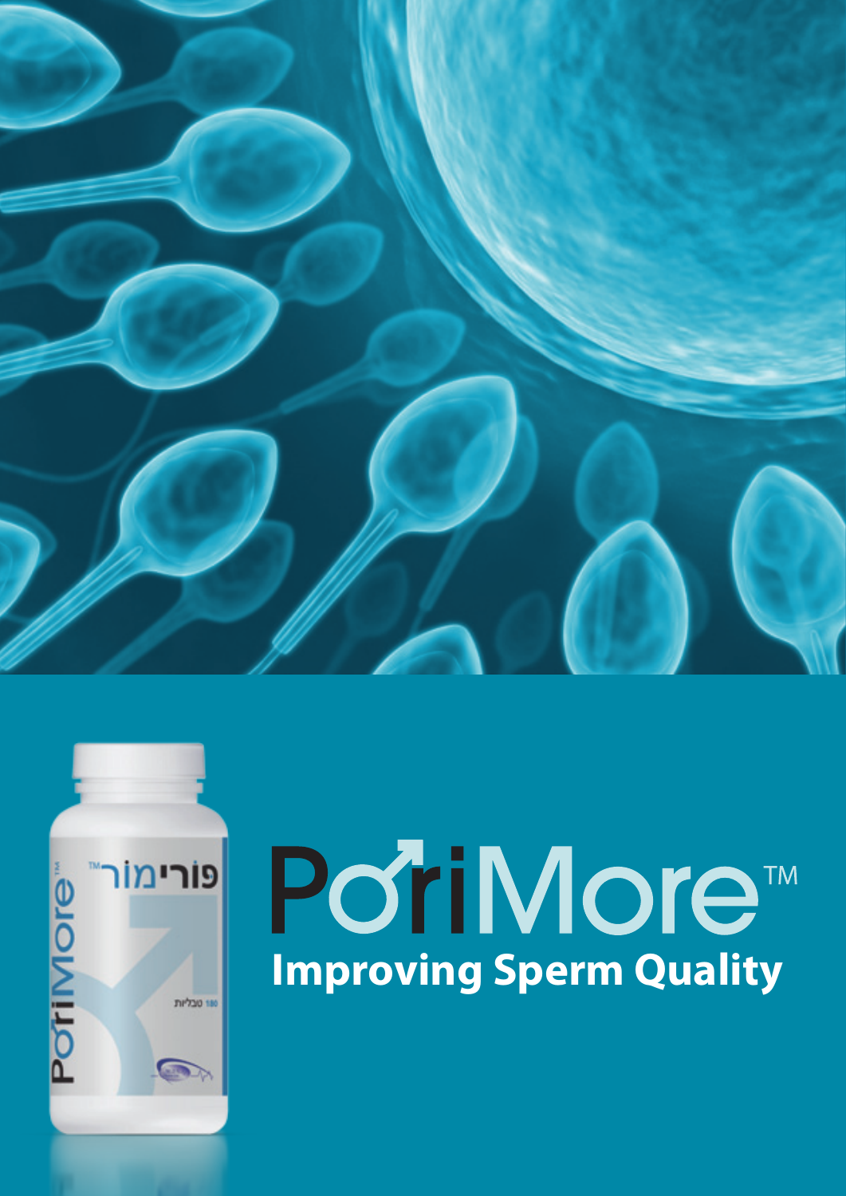# PoriMore™

## Improving Sperm Quality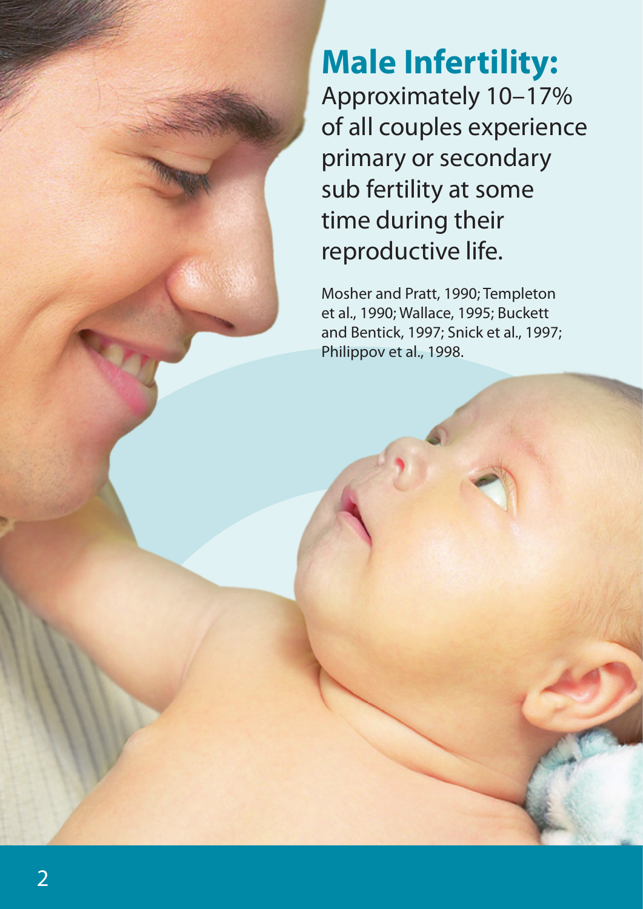# Male Infertility:

Approximately 10–17% of all couples experience primary or secondary sub fertility at some time during their reproductive life.

Mosher and Pratt, 1990; Templeton et al., 1990; Wallace, 1995; Buckett and Bentick, 1997; Snick et al., 1997; Philippov et al., 1998.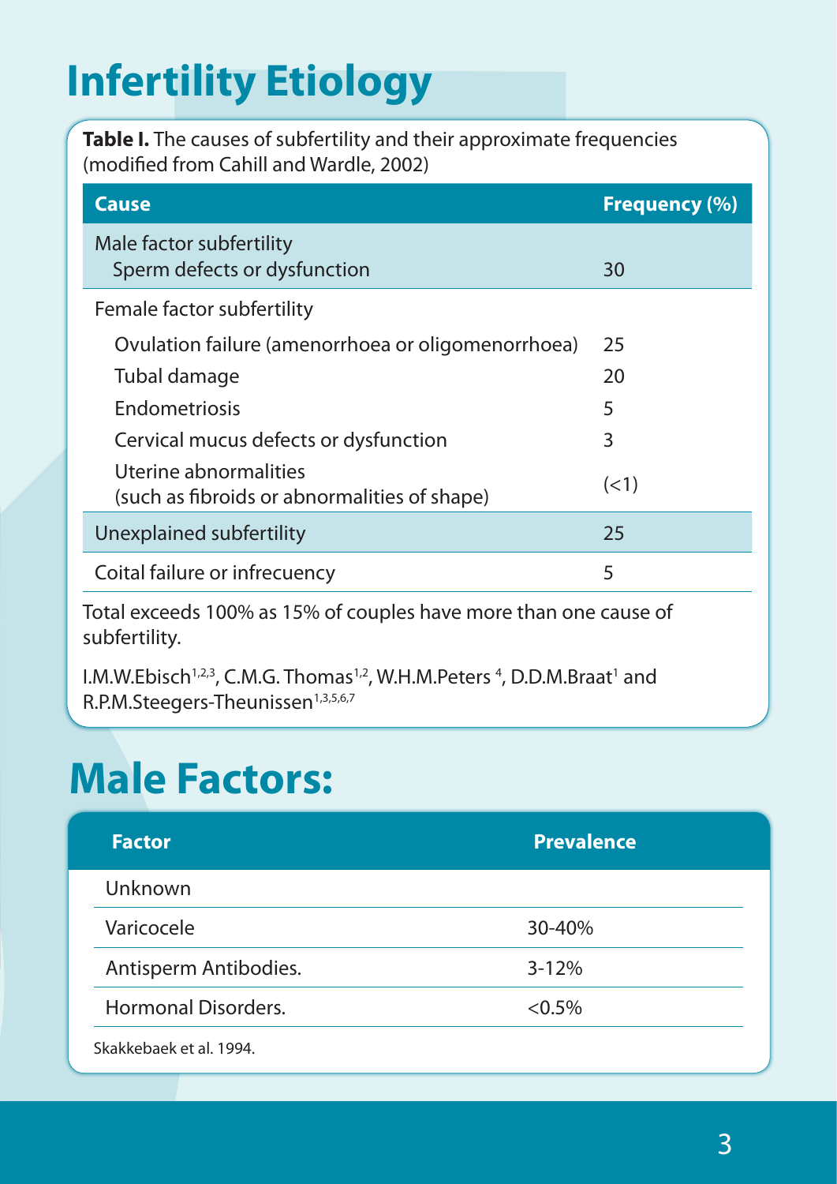# Infertility Etiology

**Table I.** The causes of subfertility and their approximate frequencies (modified from Cahill and Wardle, 2002)

| Cause | Frequency (%) |
|---|---|
| Male factor subfertility | |
| Sperm defects or dysfunction | 30 |
| Female factor subfertility | |
| Ovulation failure (amenorrhoea or oligomenorrhoea) | 25 |
| Tubal damage | 20 |
| Endometriosis | 5 |
| Cervical mucus defects or dysfunction | 3 |
| Uterine abnormalities (such as fibroids or abnormalities of shape) | (<1) |
| Unexplained subfertility | 25 |
| Coital failure or infrecuency | 5 |

Total exceeds 100% as 15% of couples have more than one cause of subfertility.

I.M.W.Ebisch[1,2,3], C.M.G. Thomas[1,2], W.H.M.Peters [4], D.D.M.Braat[1] and R.P.M.Steegers-Theunissen[1,3,5,6,7]

# Male Factors:

| Factor | Prevalence |
|---|---|
| Unknown | |
| Varicocele | 30-40% |
| Antisperm Antibodies. | 3-12% |
| Hormonal Disorders. | <0.5% |

Skakkebaek et al. 1994.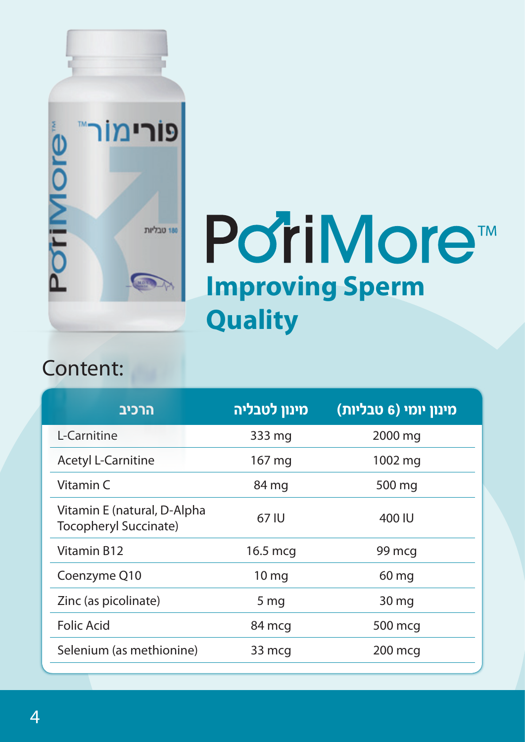# PoriMore™

## Improving Sperm Quality

Content:

| הרכיב | מינון לטבליה | מינון יומי (6 טבליות) |
|---|---|---|
| L-Carnitine | 333 mg | 2000 mg |
| Acetyl L-Carnitine | 167 mg | 1002 mg |
| Vitamin C | 84 mg | 500 mg |
| Vitamin E (natural, D-Alpha Tocopheryl Succinate) | 67 IU | 400 IU |
| Vitamin B12 | 16.5 mcg | 99 mcg |
| Coenzyme Q10 | 10 mg | 60 mg |
| Zinc (as picolinate) | 5 mg | 30 mg |
| Folic Acid | 84 mcg | 500 mcg |
| Selenium (as methionine) | 33 mcg | 200 mcg |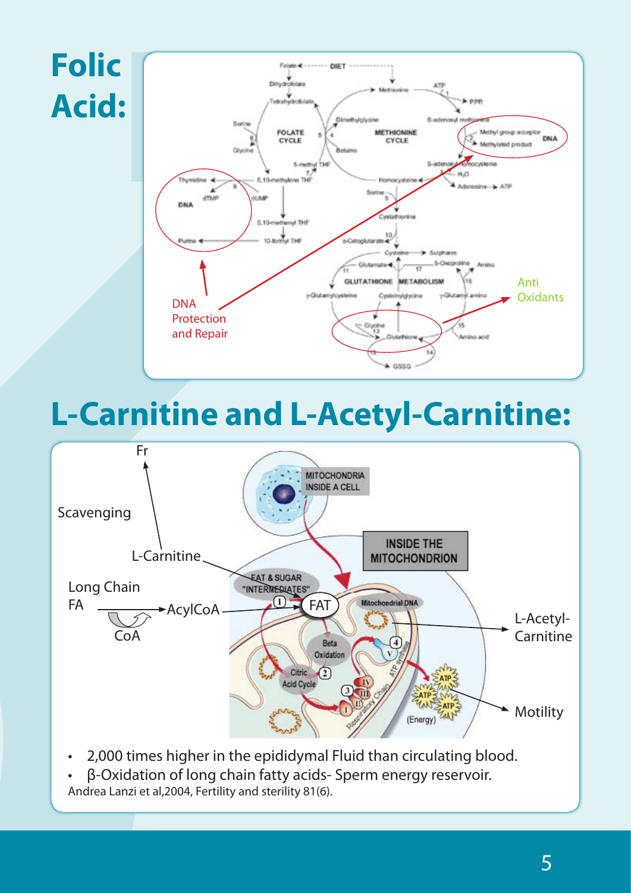# Folic Acid:

DNA Protection and Repair

Anti Oxidants

# L-Carnitine and L-Acetyl-Carnitine:

Fr

Scavenging

L-Carnitine

Long Chain FA → AcylCoA

CoA

L-Acetyl-Carnitine

Motility

- 2,000 times higher in the epididymal Fluid than circulating blood.
- β-Oxidation of long chain fatty acids- Sperm energy reservoir.

Andrea Lanzi et al,2004, Fertility and sterility 81(6).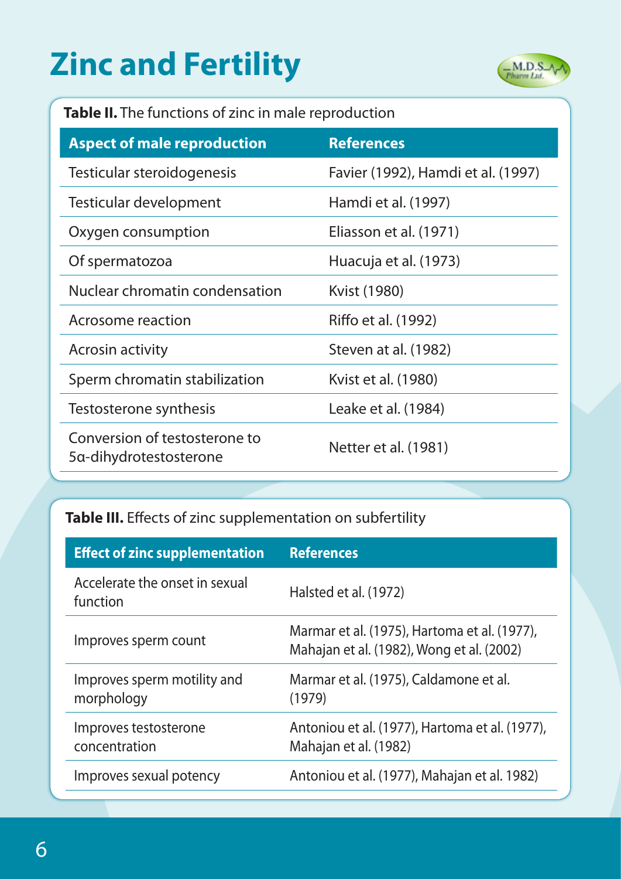# Zinc and Fertility

**Table II.** The functions of zinc in male reproduction

| Aspect of male reproduction | References |
|---|---|
| Testicular steroidogenesis | Favier (1992), Hamdi et al. (1997) |
| Testicular development | Hamdi et al. (1997) |
| Oxygen consumption | Eliasson et al. (1971) |
| Of spermatozoa | Huacuja et al. (1973) |
| Nuclear chromatin condensation | Kvist (1980) |
| Acrosome reaction | Riffo et al. (1992) |
| Acrosin activity | Steven at al. (1982) |
| Sperm chromatin stabilization | Kvist et al. (1980) |
| Testosterone synthesis | Leake et al. (1984) |
| Conversion of testosterone to 5α-dihydrotestosterone | Netter et al. (1981) |

**Table III.** Effects of zinc supplementation on subfertility

| Effect of zinc supplementation | References |
|---|---|
| Accelerate the onset in sexual function | Halsted et al. (1972) |
| Improves sperm count | Marmar et al. (1975), Hartoma et al. (1977), Mahajan et al. (1982), Wong et al. (2002) |
| Improves sperm motility and morphology | Marmar et al. (1975), Caldamone et al. (1979) |
| Improves testosterone concentration | Antoniou et al. (1977), Hartoma et al. (1977), Mahajan et al. (1982) |
| Improves sexual potency | Antoniou et al. (1977), Mahajan et al. 1982) |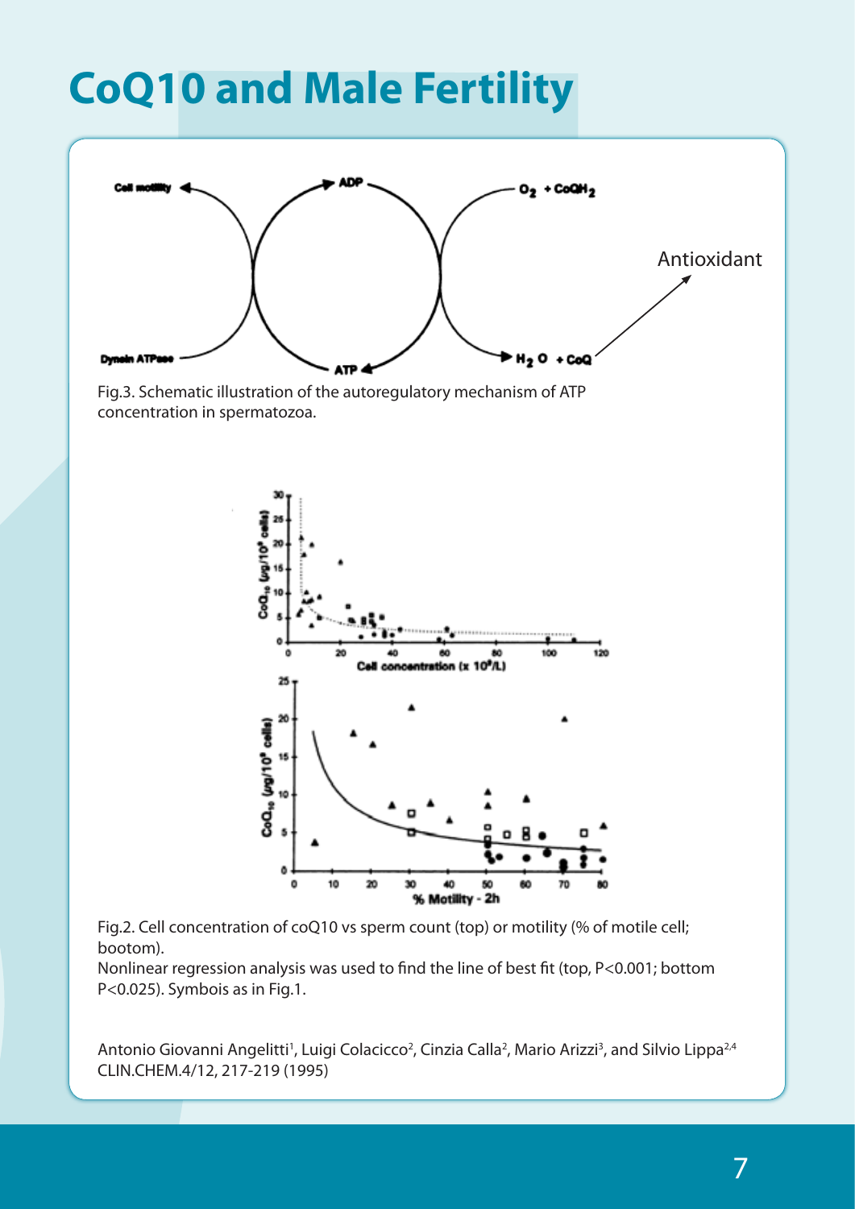# CoQ10 and Male Fertility

Fig.3. Schematic illustration of the autoregulatory mechanism of ATP concentration in spermatozoa.

Fig.2. Cell concentration of coQ10 vs sperm count (top) or motility (% of motile cell; bootom).
Nonlinear regression analysis was used to find the line of best fit (top, $P<0.001$; bottom $P<0.025$). Symbois as in Fig.1.

Antonio Giovanni Angelitti[1], Luigi Colacicco[2], Cinzia Calla[2], Mario Arizzi[3], and Silvio Lippa[2,4]
CLIN.CHEM.4/12, 217-219 (1995)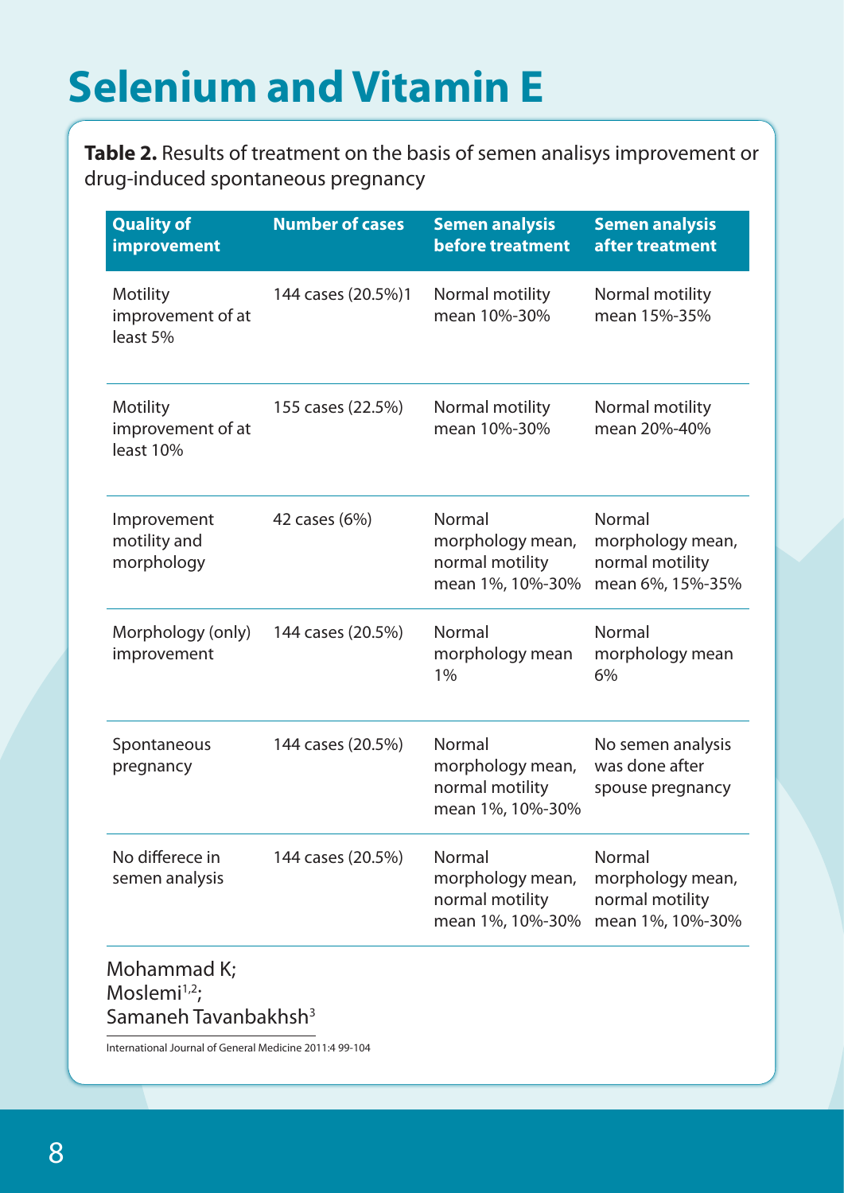# Selenium and Vitamin E

**Table 2.** Results of treatment on the basis of semen analisys improvement or drug-induced spontaneous pregnancy

| Quality of improvement | Number of cases | Semen analysis before treatment | Semen analysis after treatment |
|---|---|---|---|
| Motility improvement of at least 5% | 144 cases (20.5%)1 | Normal motility mean 10%-30% | Normal motility mean 15%-35% |
| Motility improvement of at least 10% | 155 cases (22.5%) | Normal motility mean 10%-30% | Normal motility mean 20%-40% |
| Improvement motility and morphology | 42 cases (6%) | Normal morphology mean, normal motility mean 1%, 10%-30% | Normal morphology mean, normal motility mean 6%, 15%-35% |
| Morphology (only) improvement | 144 cases (20.5%) | Normal morphology mean 1% | Normal morphology mean 6% |
| Spontaneous pregnancy | 144 cases (20.5%) | Normal morphology mean, normal motility mean 1%, 10%-30% | No semen analysis was done after spouse pregnancy |
| No differece in semen analysis | 144 cases (20.5%) | Normal morphology mean, normal motility mean 1%, 10%-30% | Normal morphology mean, normal motility mean 1%, 10%-30% |

Mohammad K; Moslemi[1,2]; Samaneh Tavanbakhsh[3]

International Journal of General Medicine 2011:4 99-104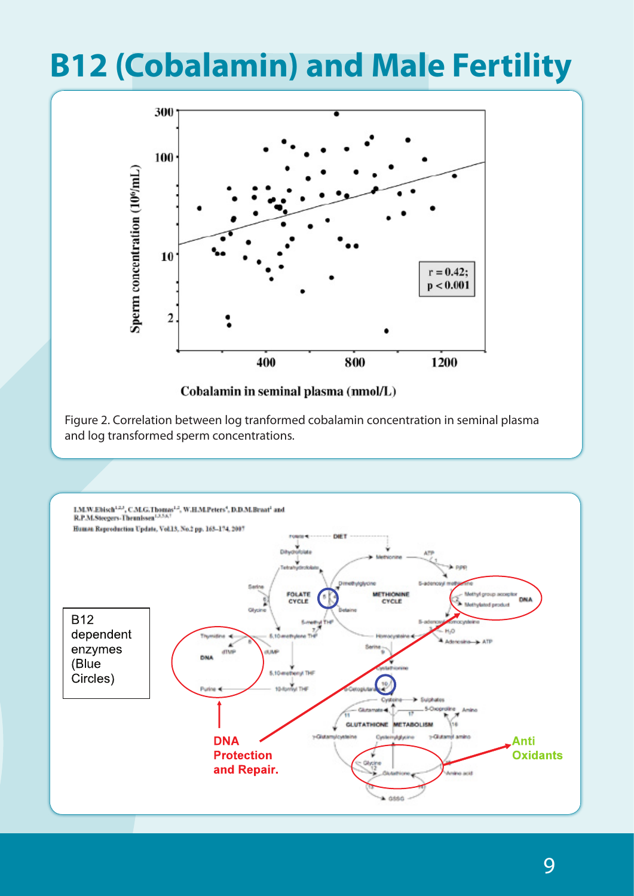# B12 (Cobalamin) and Male Fertility

Figure 2. Correlation between log tranformed cobalamin concentration in seminal plasma and log transformed sperm concentrations.

B12 dependent enzymes (Blue Circles)

DNA Protection and Repair.

Anti Oxidants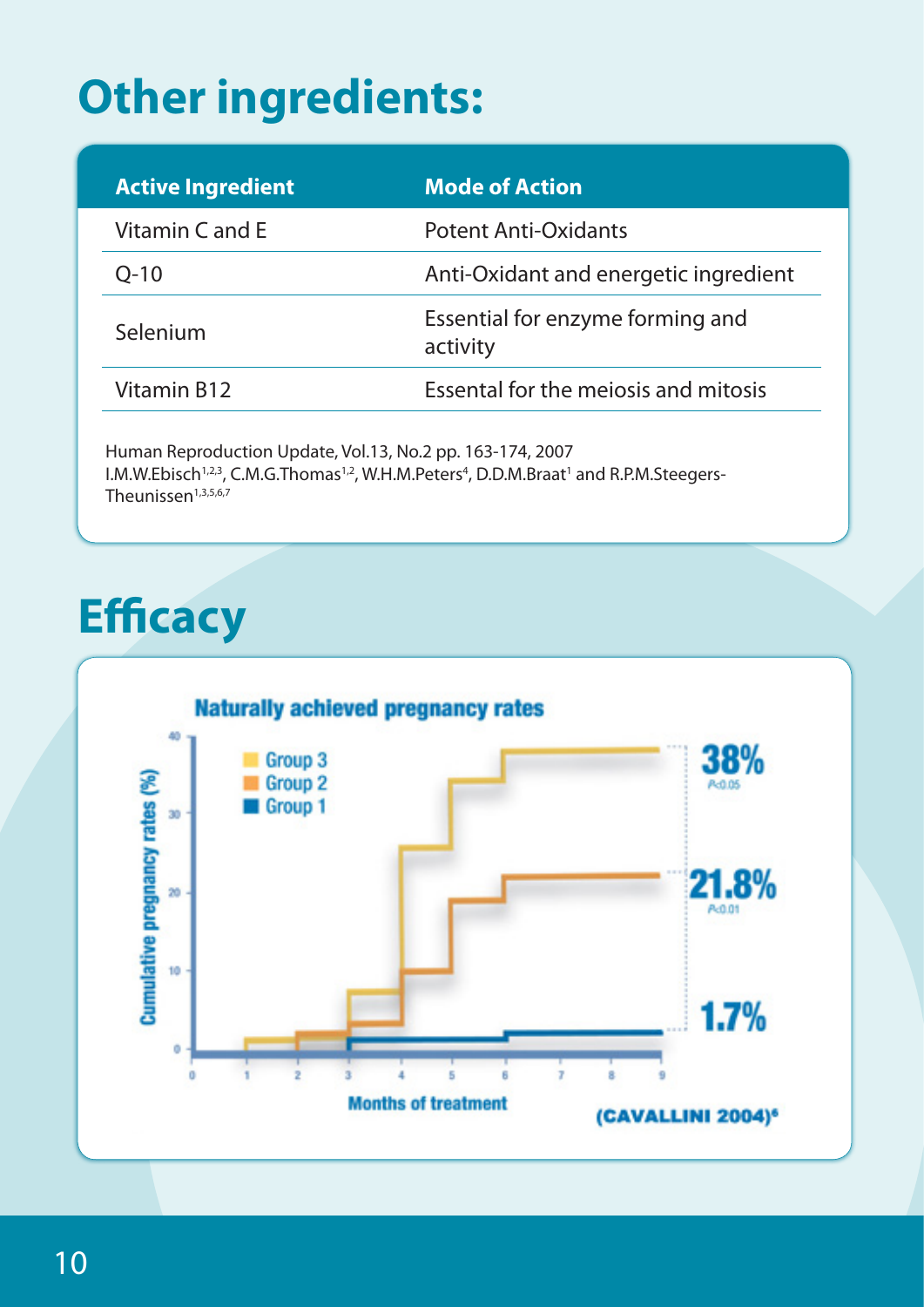# Other ingredients:

| Active Ingredient | Mode of Action |
|---|---|
| Vitamin C and E | Potent Anti-Oxidants |
| Q-10 | Anti-Oxidant and energetic ingredient |
| Selenium | Essential for enzyme forming and activity |
| Vitamin B12 | Essental for the meiosis and mitosis |

Human Reproduction Update, Vol.13, No.2 pp. 163-174, 2007
I.M.W.Ebisch[1,2,3], C.M.G.Thomas[1,2], W.H.M.Peters[4], D.D.M.Braat[1] and R.P.M.Steegers-Theunissen[1,3,5,6,7]

# Efficacy

**Naturally achieved pregnancy rates**

Cumulative pregnancy rates (%) vs. Months of treatment

- Group 3: 38% ($P<0.05$)
- Group 2: 21.8% ($P<0.01$)
- Group 1: 1.7%

(CAVALLINI 2004)[6]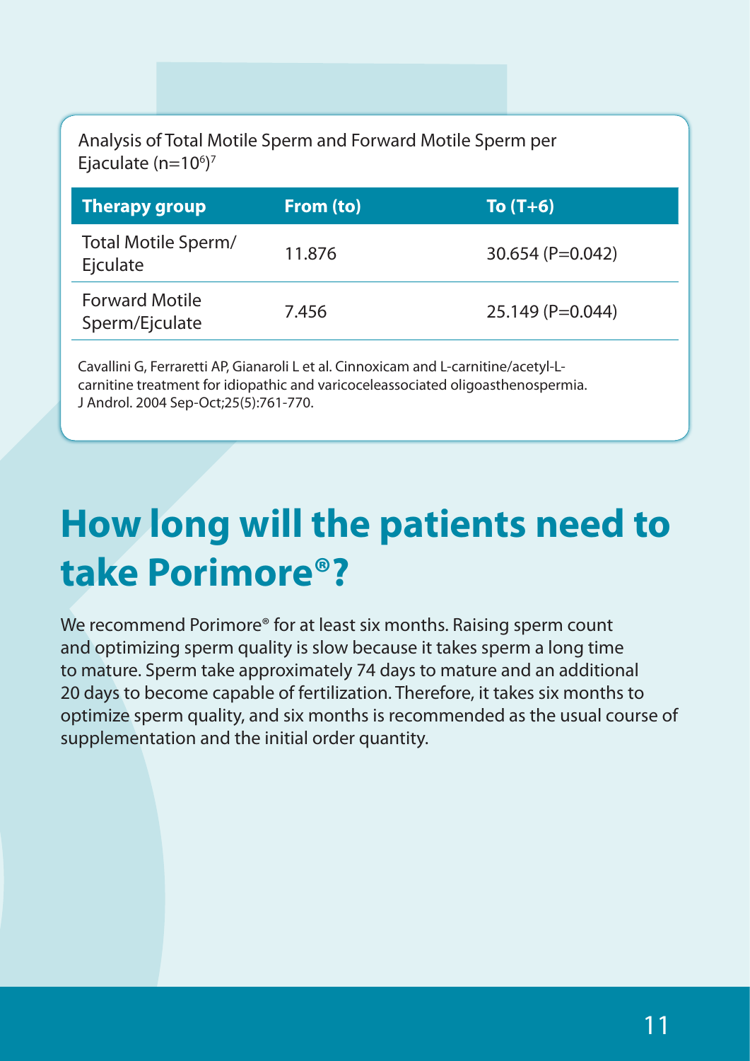Analysis of Total Motile Sperm and Forward Motile Sperm per Ejaculate ($n=10^6$)[7]

| Therapy group | From (to) | To (T+6) |
| --- | --- | --- |
| Total Motile Sperm/ Ejculate | 11.876 | 30.654 (P=0.042) |
| Forward Motile Sperm/Ejculate | 7.456 | 25.149 (P=0.044) |

Cavallini G, Ferraretti AP, Gianaroli L et al. Cinnoxicam and L-carnitine/acetyl-L-carnitine treatment for idiopathic and varicoceleassociated oligoasthenospermia. J Androl. 2004 Sep-Oct;25(5):761-770.

# How long will the patients need to take Porimore®?

We recommend Porimore® for at least six months. Raising sperm count and optimizing sperm quality is slow because it takes sperm a long time to mature. Sperm take approximately 74 days to mature and an additional 20 days to become capable of fertilization. Therefore, it takes six months to optimize sperm quality, and six months is recommended as the usual course of supplementation and the initial order quantity.